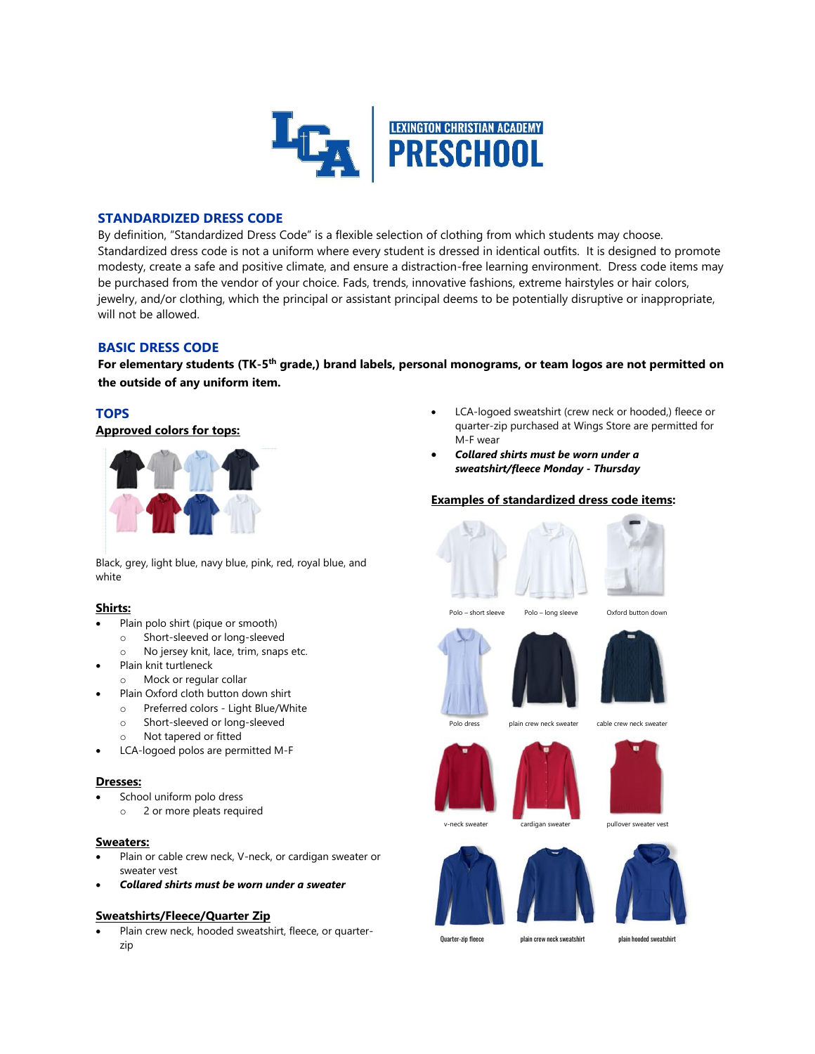LEXINGTON CHRISTIAN ACADEMY PRESCHOOL

## STANDARDIZED DRESS CODE

By definition, "Standardized Dress Code" is a flexible selection of clothing from which students may choose. Standardized dress code is not a uniform where every student is dressed in identical outfits. It is designed to promote modesty, create a safe and positive climate, and ensure a distraction-free learning environment. Dress code items may be purchased from the vendor of your choice. Fads, trends, innovative fashions, extreme hairstyles or hair colors, jewelry, and/or clothing, which the principal or assistant principal deems to be potentially disruptive or inappropriate, will not be allowed.

## BASIC DRESS CODE

**For elementary students (TK-5th grade,) brand labels, personal monograms, or team logos are not permitted on the outside of any uniform item.**

### TOPS

**Approved colors for tops:**

Black, grey, light blue, navy blue, pink, red, royal blue, and white

**Shirts:**

- Plain polo shirt (pique or smooth)
  - Short-sleeved or long-sleeved
  - No jersey knit, lace, trim, snaps etc.
- Plain knit turtleneck
  - Mock or regular collar
- Plain Oxford cloth button down shirt
  - Preferred colors - Light Blue/White
  - Short-sleeved or long-sleeved
  - Not tapered or fitted
- LCA-logoed polos are permitted M-F

**Dresses:**

- School uniform polo dress
  - 2 or more pleats required

**Sweaters:**

- Plain or cable crew neck, V-neck, or cardigan sweater or sweater vest
- ***Collared shirts must be worn under a sweater***

**Sweatshirts/Fleece/Quarter Zip**

- Plain crew neck, hooded sweatshirt, fleece, or quarter-zip
- LCA-logoed sweatshirt (crew neck or hooded,) fleece or quarter-zip purchased at Wings Store are permitted for M-F wear
- ***Collared shirts must be worn under a sweatshirt/fleece Monday - Thursday***

**Examples of standardized dress code items:**

Polo – short sleeve | Polo – long sleeve | Oxford button down

Polo dress | plain crew neck sweater | cable crew neck sweater

v-neck sweater | cardigan sweater | pullover sweater vest

Quarter-zip fleece | plain crew neck sweatshirt | plain hooded sweatshirt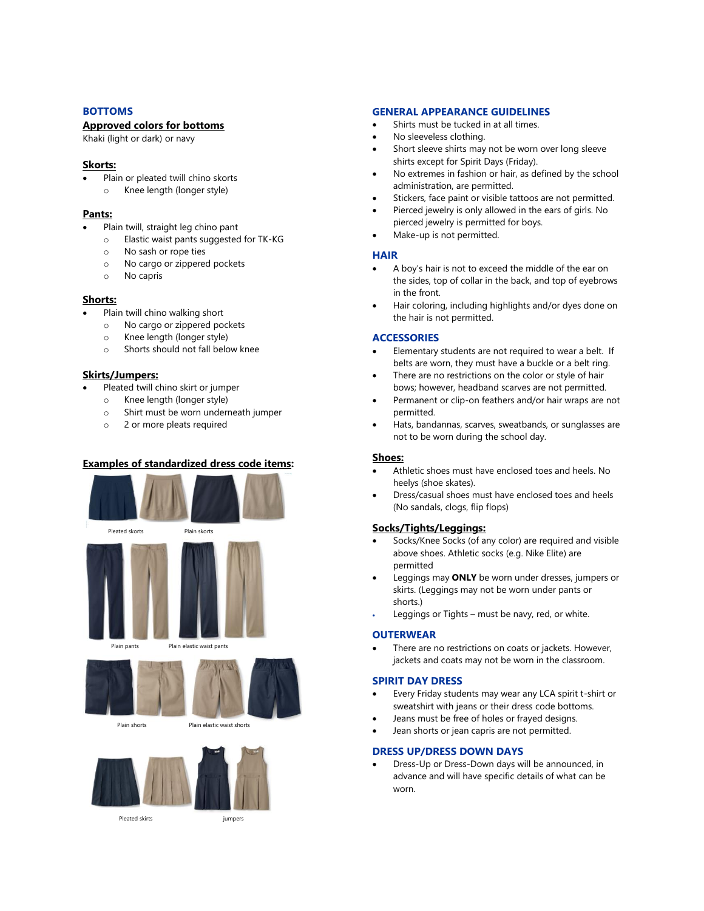## BOTTOMS

**Approved colors for bottoms**

Khaki (light or dark) or navy

**Skorts:**

- Plain or pleated twill chino skorts
  - Knee length (longer style)

**Pants:**

- Plain twill, straight leg chino pant
  - Elastic waist pants suggested for TK-KG
  - No sash or rope ties
  - No cargo or zippered pockets
  - No capris

**Shorts:**

- Plain twill chino walking short
  - No cargo or zippered pockets
  - Knee length (longer style)
  - Shorts should not fall below knee

**Skirts/Jumpers:**

- Pleated twill chino skirt or jumper
  - Knee length (longer style)
  - Shirt must be worn underneath jumper
  - 2 or more pleats required

**Examples of standardized dress code items:**

Pleated skorts

Plain skorts

Plain pants

Plain elastic waist pants

Plain shorts

Plain elastic waist shorts

Pleated skirts

jumpers

## GENERAL APPEARANCE GUIDELINES

- Shirts must be tucked in at all times.
- No sleeveless clothing.
- Short sleeve shirts may not be worn over long sleeve shirts except for Spirit Days (Friday).
- No extremes in fashion or hair, as defined by the school administration, are permitted.
- Stickers, face paint or visible tattoos are not permitted.
- Pierced jewelry is only allowed in the ears of girls. No pierced jewelry is permitted for boys.
- Make-up is not permitted.

## HAIR

- A boy's hair is not to exceed the middle of the ear on the sides, top of collar in the back, and top of eyebrows in the front.
- Hair coloring, including highlights and/or dyes done on the hair is not permitted.

## ACCESSORIES

- Elementary students are not required to wear a belt. If belts are worn, they must have a buckle or a belt ring.
- There are no restrictions on the color or style of hair bows; however, headband scarves are not permitted.
- Permanent or clip-on feathers and/or hair wraps are not permitted.
- Hats, bandannas, scarves, sweatbands, or sunglasses are not to be worn during the school day.

**Shoes:**

- Athletic shoes must have enclosed toes and heels. No heelys (shoe skates).
- Dress/casual shoes must have enclosed toes and heels (No sandals, clogs, flip flops)

**Socks/Tights/Leggings:**

- Socks/Knee Socks (of any color) are required and visible above shoes. Athletic socks (e.g. Nike Elite) are permitted
- Leggings may **ONLY** be worn under dresses, jumpers or skirts. (Leggings may not be worn under pants or shorts.)
- Leggings or Tights – must be navy, red, or white.

## OUTERWEAR

- There are no restrictions on coats or jackets. However, jackets and coats may not be worn in the classroom.

## SPIRIT DAY DRESS

- Every Friday students may wear any LCA spirit t-shirt or sweatshirt with jeans or their dress code bottoms.
- Jeans must be free of holes or frayed designs.
- Jean shorts or jean capris are not permitted.

## DRESS UP/DRESS DOWN DAYS

- Dress-Up or Dress-Down days will be announced, in advance and will have specific details of what can be worn.